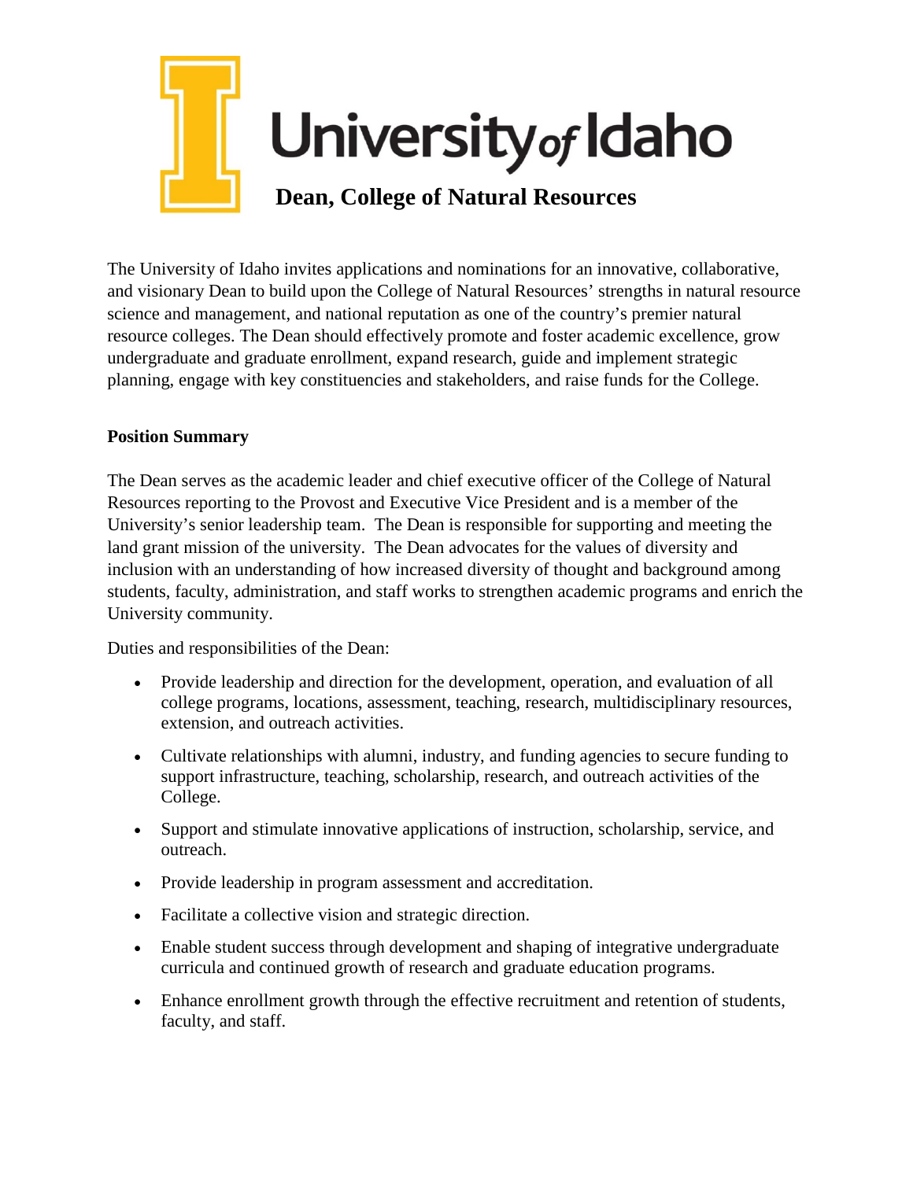# University of Idaho

## Dean, College of Natural Resources

The University of Idaho invites applications and nominations for an innovative, collaborative, and visionary Dean to build upon the College of Natural Resources' strengths in natural resource science and management, and national reputation as one of the country's premier natural resource colleges. The Dean should effectively promote and foster academic excellence, grow undergraduate and graduate enrollment, expand research, guide and implement strategic planning, engage with key constituencies and stakeholders, and raise funds for the College.

**Position Summary**

The Dean serves as the academic leader and chief executive officer of the College of Natural Resources reporting to the Provost and Executive Vice President and is a member of the University's senior leadership team. The Dean is responsible for supporting and meeting the land grant mission of the university. The Dean advocates for the values of diversity and inclusion with an understanding of how increased diversity of thought and background among students, faculty, administration, and staff works to strengthen academic programs and enrich the University community.

Duties and responsibilities of the Dean:

- Provide leadership and direction for the development, operation, and evaluation of all college programs, locations, assessment, teaching, research, multidisciplinary resources, extension, and outreach activities.
- Cultivate relationships with alumni, industry, and funding agencies to secure funding to support infrastructure, teaching, scholarship, research, and outreach activities of the College.
- Support and stimulate innovative applications of instruction, scholarship, service, and outreach.
- Provide leadership in program assessment and accreditation.
- Facilitate a collective vision and strategic direction.
- Enable student success through development and shaping of integrative undergraduate curricula and continued growth of research and graduate education programs.
- Enhance enrollment growth through the effective recruitment and retention of students, faculty, and staff.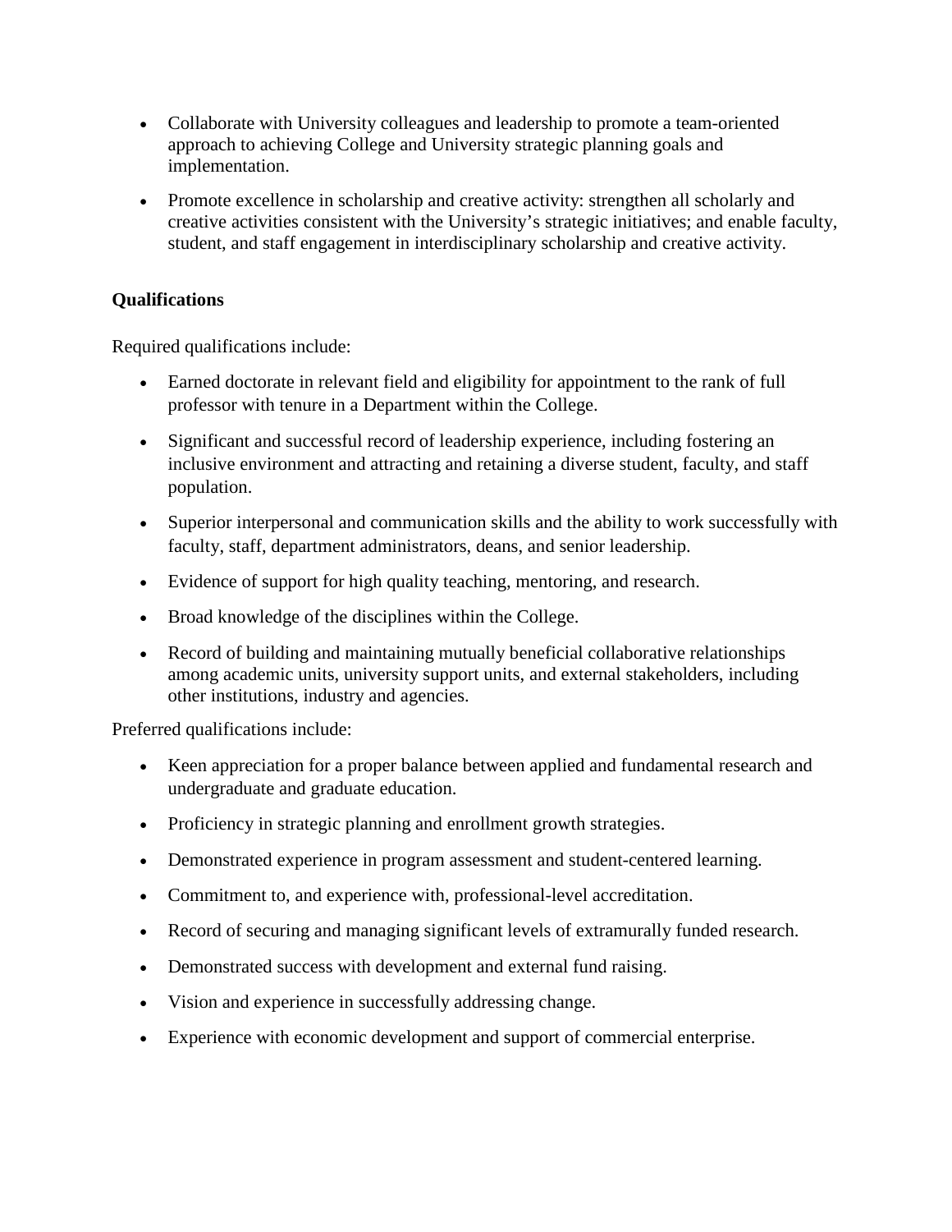- Collaborate with University colleagues and leadership to promote a team-oriented approach to achieving College and University strategic planning goals and implementation.
- Promote excellence in scholarship and creative activity: strengthen all scholarly and creative activities consistent with the University's strategic initiatives; and enable faculty, student, and staff engagement in interdisciplinary scholarship and creative activity.

**Qualifications**

Required qualifications include:

- Earned doctorate in relevant field and eligibility for appointment to the rank of full professor with tenure in a Department within the College.
- Significant and successful record of leadership experience, including fostering an inclusive environment and attracting and retaining a diverse student, faculty, and staff population.
- Superior interpersonal and communication skills and the ability to work successfully with faculty, staff, department administrators, deans, and senior leadership.
- Evidence of support for high quality teaching, mentoring, and research.
- Broad knowledge of the disciplines within the College.
- Record of building and maintaining mutually beneficial collaborative relationships among academic units, university support units, and external stakeholders, including other institutions, industry and agencies.

Preferred qualifications include:

- Keen appreciation for a proper balance between applied and fundamental research and undergraduate and graduate education.
- Proficiency in strategic planning and enrollment growth strategies.
- Demonstrated experience in program assessment and student-centered learning.
- Commitment to, and experience with, professional-level accreditation.
- Record of securing and managing significant levels of extramurally funded research.
- Demonstrated success with development and external fund raising.
- Vision and experience in successfully addressing change.
- Experience with economic development and support of commercial enterprise.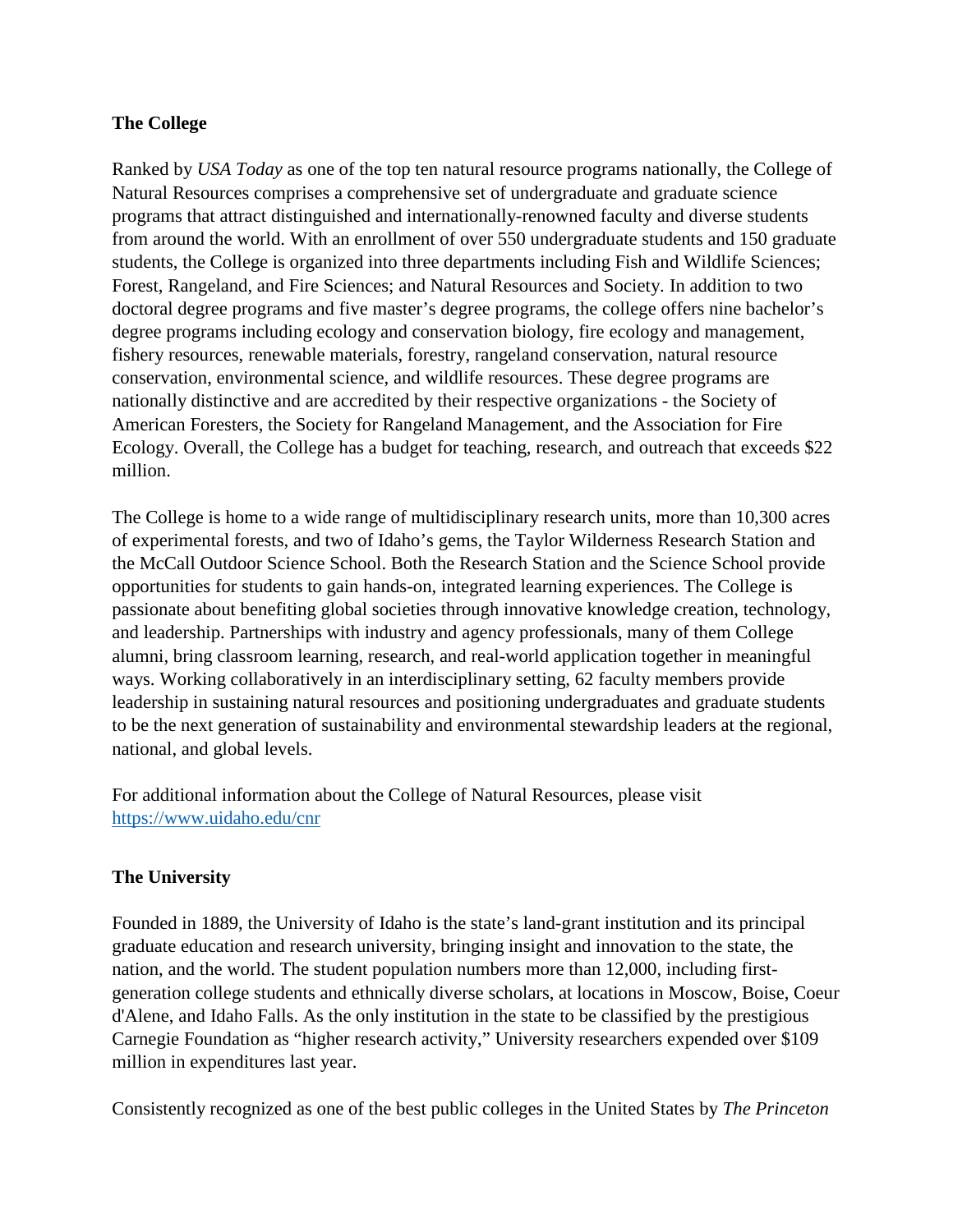**The College**

Ranked by *USA Today* as one of the top ten natural resource programs nationally, the College of Natural Resources comprises a comprehensive set of undergraduate and graduate science programs that attract distinguished and internationally-renowned faculty and diverse students from around the world. With an enrollment of over 550 undergraduate students and 150 graduate students, the College is organized into three departments including Fish and Wildlife Sciences; Forest, Rangeland, and Fire Sciences; and Natural Resources and Society. In addition to two doctoral degree programs and five master's degree programs, the college offers nine bachelor's degree programs including ecology and conservation biology, fire ecology and management, fishery resources, renewable materials, forestry, rangeland conservation, natural resource conservation, environmental science, and wildlife resources. These degree programs are nationally distinctive and are accredited by their respective organizations - the Society of American Foresters, the Society for Rangeland Management, and the Association for Fire Ecology. Overall, the College has a budget for teaching, research, and outreach that exceeds $22 million.

The College is home to a wide range of multidisciplinary research units, more than 10,300 acres of experimental forests, and two of Idaho's gems, the Taylor Wilderness Research Station and the McCall Outdoor Science School. Both the Research Station and the Science School provide opportunities for students to gain hands-on, integrated learning experiences. The College is passionate about benefiting global societies through innovative knowledge creation, technology, and leadership. Partnerships with industry and agency professionals, many of them College alumni, bring classroom learning, research, and real-world application together in meaningful ways. Working collaboratively in an interdisciplinary setting, 62 faculty members provide leadership in sustaining natural resources and positioning undergraduates and graduate students to be the next generation of sustainability and environmental stewardship leaders at the regional, national, and global levels.

For additional information about the College of Natural Resources, please visit [https://www.uidaho.edu/cnr](https://www.uidaho.edu/cnr)

**The University**

Founded in 1889, the University of Idaho is the state's land-grant institution and its principal graduate education and research university, bringing insight and innovation to the state, the nation, and the world. The student population numbers more than 12,000, including first-generation college students and ethnically diverse scholars, at locations in Moscow, Boise, Coeur d'Alene, and Idaho Falls. As the only institution in the state to be classified by the prestigious Carnegie Foundation as "higher research activity," University researchers expended over $109 million in expenditures last year.

Consistently recognized as one of the best public colleges in the United States by *The Princeton*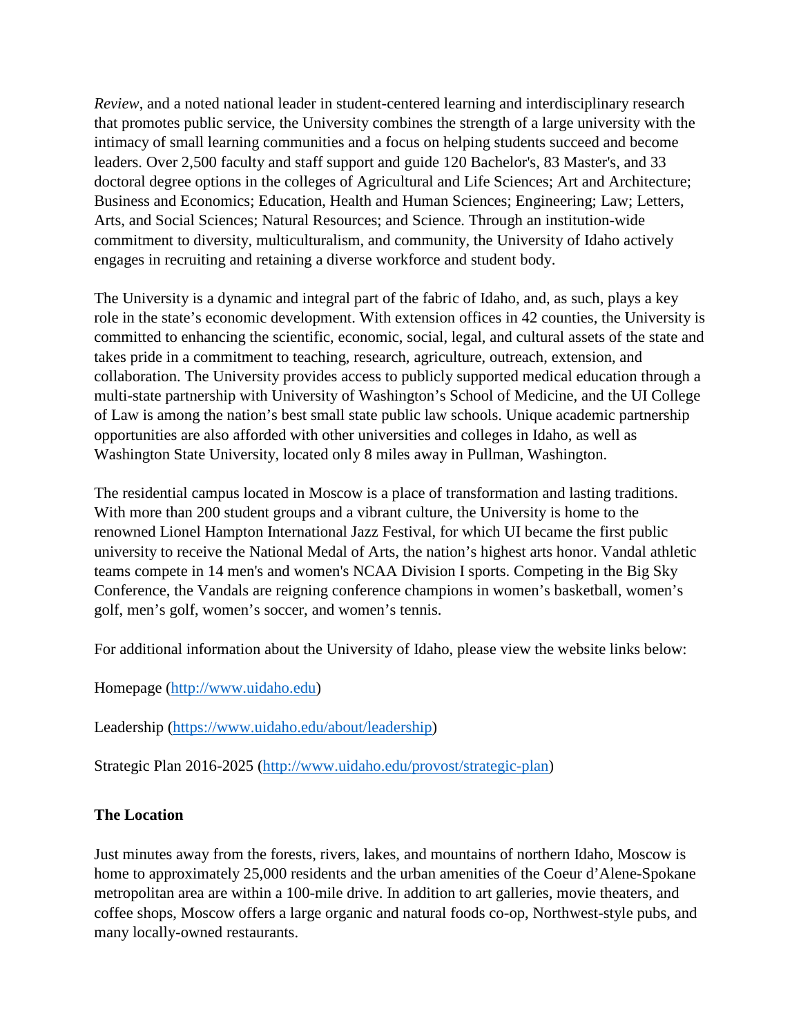*Review*, and a noted national leader in student-centered learning and interdisciplinary research that promotes public service, the University combines the strength of a large university with the intimacy of small learning communities and a focus on helping students succeed and become leaders. Over 2,500 faculty and staff support and guide 120 Bachelor's, 83 Master's, and 33 doctoral degree options in the colleges of Agricultural and Life Sciences; Art and Architecture; Business and Economics; Education, Health and Human Sciences; Engineering; Law; Letters, Arts, and Social Sciences; Natural Resources; and Science. Through an institution-wide commitment to diversity, multiculturalism, and community, the University of Idaho actively engages in recruiting and retaining a diverse workforce and student body.

The University is a dynamic and integral part of the fabric of Idaho, and, as such, plays a key role in the state's economic development. With extension offices in 42 counties, the University is committed to enhancing the scientific, economic, social, legal, and cultural assets of the state and takes pride in a commitment to teaching, research, agriculture, outreach, extension, and collaboration. The University provides access to publicly supported medical education through a multi-state partnership with University of Washington's School of Medicine, and the UI College of Law is among the nation's best small state public law schools. Unique academic partnership opportunities are also afforded with other universities and colleges in Idaho, as well as Washington State University, located only 8 miles away in Pullman, Washington.

The residential campus located in Moscow is a place of transformation and lasting traditions. With more than 200 student groups and a vibrant culture, the University is home to the renowned Lionel Hampton International Jazz Festival, for which UI became the first public university to receive the National Medal of Arts, the nation's highest arts honor. Vandal athletic teams compete in 14 men's and women's NCAA Division I sports. Competing in the Big Sky Conference, the Vandals are reigning conference champions in women's basketball, women's golf, men's golf, women's soccer, and women's tennis.

For additional information about the University of Idaho, please view the website links below:

Homepage (http://www.uidaho.edu)

Leadership (https://www.uidaho.edu/about/leadership)

Strategic Plan 2016-2025 (http://www.uidaho.edu/provost/strategic-plan)

**The Location**

Just minutes away from the forests, rivers, lakes, and mountains of northern Idaho, Moscow is home to approximately 25,000 residents and the urban amenities of the Coeur d'Alene-Spokane metropolitan area are within a 100-mile drive. In addition to art galleries, movie theaters, and coffee shops, Moscow offers a large organic and natural foods co-op, Northwest-style pubs, and many locally-owned restaurants.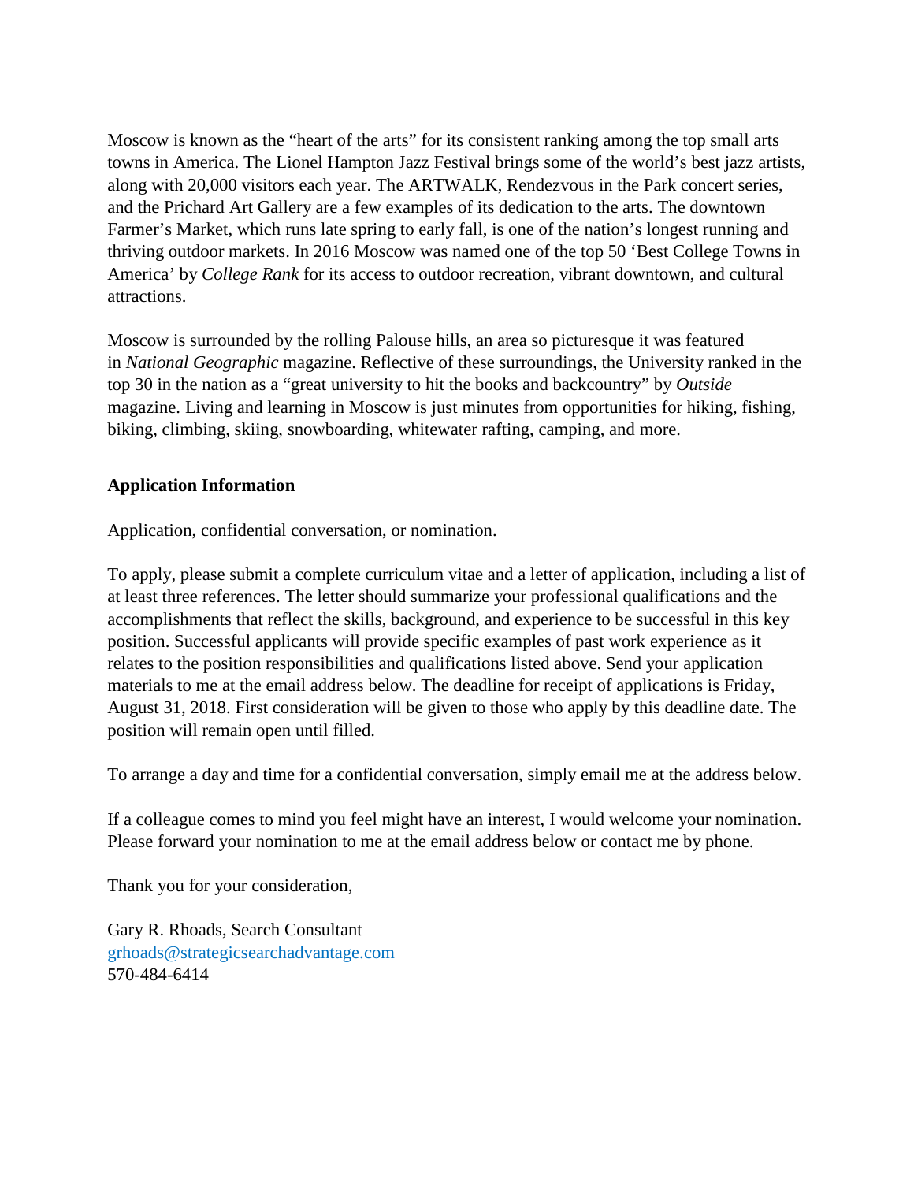Moscow is known as the "heart of the arts" for its consistent ranking among the top small arts towns in America. The Lionel Hampton Jazz Festival brings some of the world's best jazz artists, along with 20,000 visitors each year. The ARTWALK, Rendezvous in the Park concert series, and the Prichard Art Gallery are a few examples of its dedication to the arts. The downtown Farmer's Market, which runs late spring to early fall, is one of the nation's longest running and thriving outdoor markets. In 2016 Moscow was named one of the top 50 'Best College Towns in America' by *College Rank* for its access to outdoor recreation, vibrant downtown, and cultural attractions.

Moscow is surrounded by the rolling Palouse hills, an area so picturesque it was featured in *National Geographic* magazine. Reflective of these surroundings, the University ranked in the top 30 in the nation as a "great university to hit the books and backcountry" by *Outside* magazine. Living and learning in Moscow is just minutes from opportunities for hiking, fishing, biking, climbing, skiing, snowboarding, whitewater rafting, camping, and more.

**Application Information**

Application, confidential conversation, or nomination.

To apply, please submit a complete curriculum vitae and a letter of application, including a list of at least three references. The letter should summarize your professional qualifications and the accomplishments that reflect the skills, background, and experience to be successful in this key position. Successful applicants will provide specific examples of past work experience as it relates to the position responsibilities and qualifications listed above. Send your application materials to me at the email address below. The deadline for receipt of applications is Friday, August 31, 2018. First consideration will be given to those who apply by this deadline date. The position will remain open until filled.

To arrange a day and time for a confidential conversation, simply email me at the address below.

If a colleague comes to mind you feel might have an interest, I would welcome your nomination. Please forward your nomination to me at the email address below or contact me by phone.

Thank you for your consideration,

Gary R. Rhoads, Search Consultant
grhoads@strategicsearchadvantage.com
570-484-6414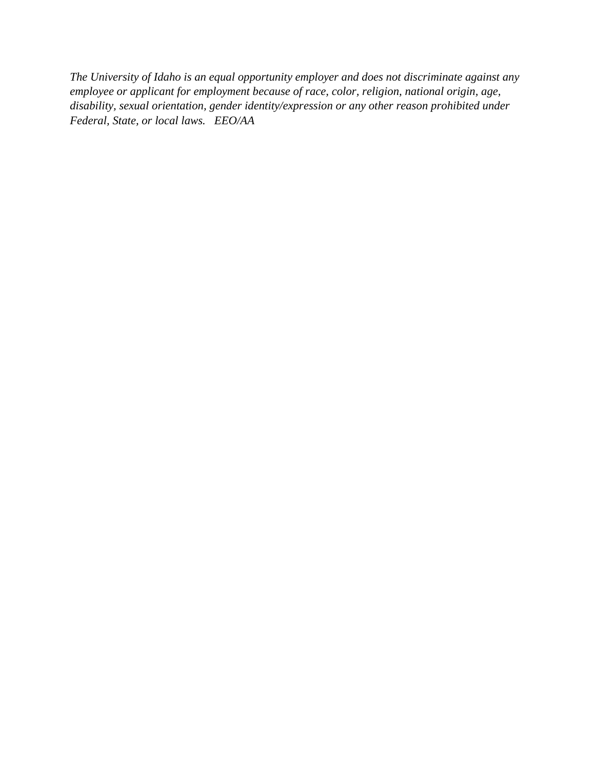*The University of Idaho is an equal opportunity employer and does not discriminate against any employee or applicant for employment because of race, color, religion, national origin, age, disability, sexual orientation, gender identity/expression or any other reason prohibited under Federal, State, or local laws. EEO/AA*